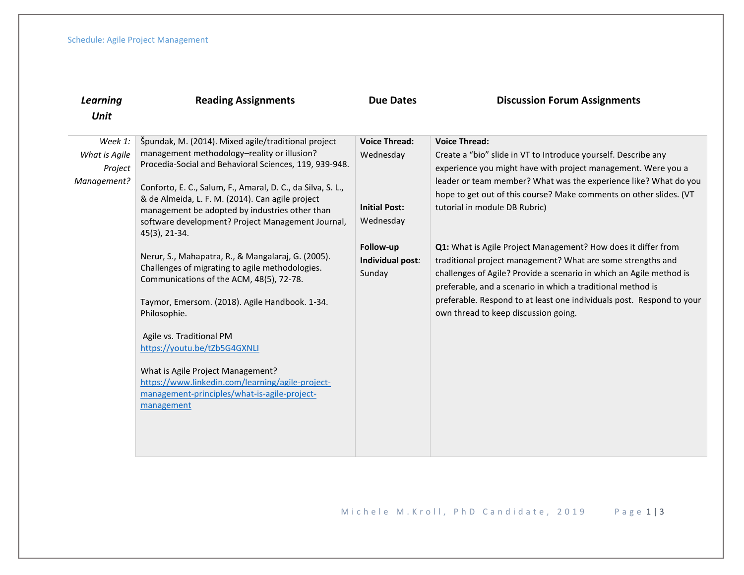| *Learning Unit* | Reading Assignments | Due Dates | Discussion Forum Assignments |
|---|---|---|---|
| *Week 1: What is Agile Project Management?* | Špundak, M. (2014). Mixed agile/traditional project management methodology–reality or illusion? Procedia-Social and Behavioral Sciences, 119, 939-948.<br><br>Conforto, E. C., Salum, F., Amaral, D. C., da Silva, S. L., & de Almeida, L. F. M. (2014). Can agile project management be adopted by industries other than software development? Project Management Journal, 45(3), 21-34.<br><br>Nerur, S., Mahapatra, R., & Mangalaraj, G. (2005). Challenges of migrating to agile methodologies. Communications of the ACM, 48(5), 72-78.<br><br>Taymor, Emersom. (2018). Agile Handbook. 1-34. Philosophie.<br><br>Agile vs. Traditional PM<br>https://youtu.be/tZb5G4GXNLI<br><br>What is Agile Project Management?<br>https://www.linkedin.com/learning/agile-project-management-principles/what-is-agile-project-management | **Voice Thread:** Wednesday<br><br>**Initial Post:** Wednesday<br><br>**Follow-up Individual post***:* Sunday | **Voice Thread:**<br>Create a "bio" slide in VT to Introduce yourself. Describe any experience you might have with project management. Were you a leader or team member? What was the experience like? What do you hope to get out of this course? Make comments on other slides. (VT tutorial in module DB Rubric)<br><br>**Q1:** What is Agile Project Management? How does it differ from traditional project management? What are some strengths and challenges of Agile? Provide a scenario in which an Agile method is preferable, and a scenario in which a traditional method is preferable. Respond to at least one individuals post. Respond to your own thread to keep discussion going. |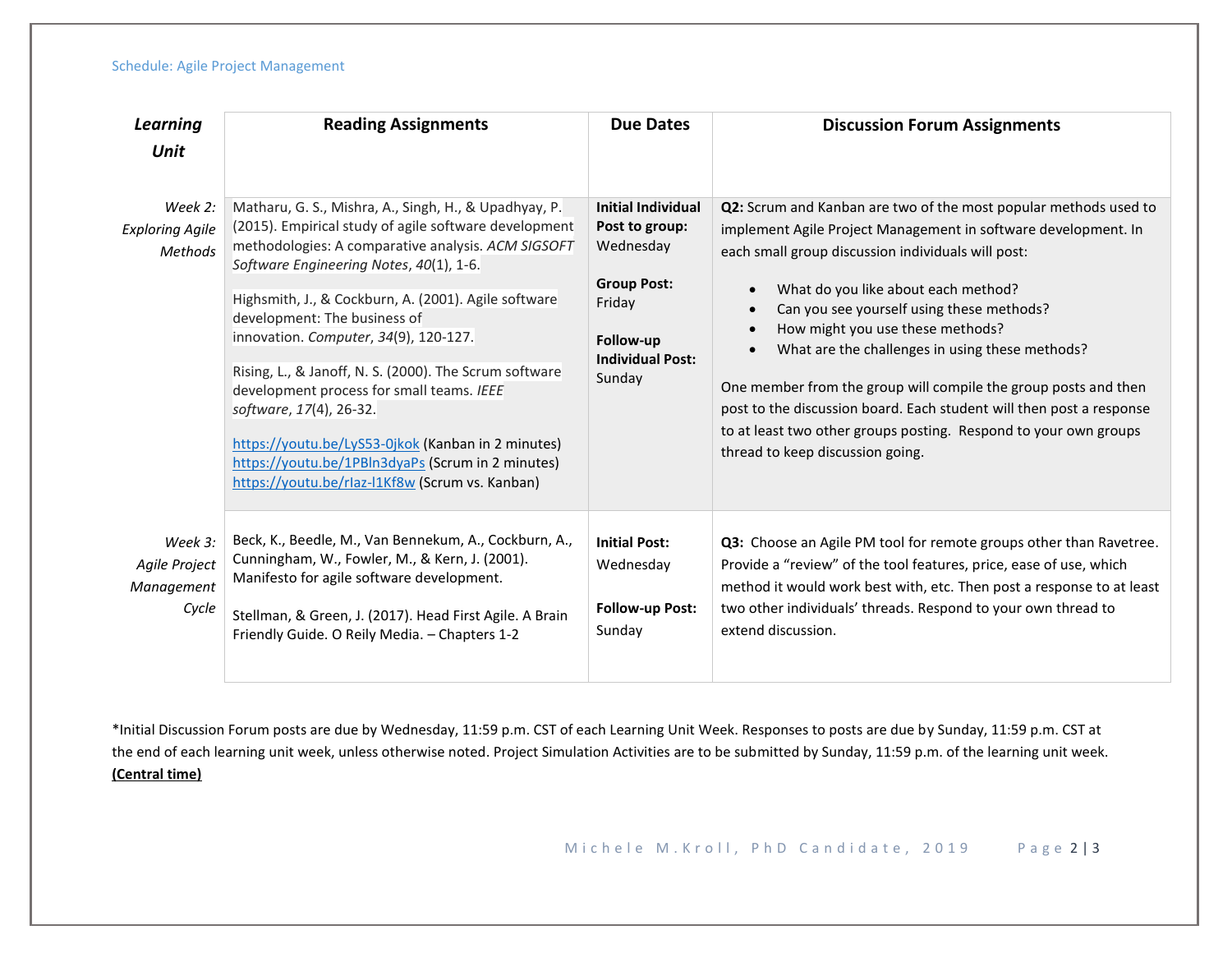| *Learning Unit* | Reading Assignments | Due Dates | Discussion Forum Assignments |
|---|---|---|---|
| *Week 2: Exploring Agile Methods* | Matharu, G. S., Mishra, A., Singh, H., & Upadhyay, P. (2015). Empirical study of agile software development methodologies: A comparative analysis. *ACM SIGSOFT Software Engineering Notes*, *40*(1), 1-6.<br><br>Highsmith, J., & Cockburn, A. (2001). Agile software development: The business of innovation. *Computer*, *34*(9), 120-127.<br><br>Rising, L., & Janoff, N. S. (2000). The Scrum software development process for small teams. *IEEE software*, *17*(4), 26-32.<br><br>https://youtu.be/LyS53-0jkok (Kanban in 2 minutes)<br>https://youtu.be/1PBln3dyaPs (Scrum in 2 minutes)<br>https://youtu.be/rIaz-l1Kf8w (Scrum vs. Kanban) | **Initial Individual Post to group:** Wednesday<br><br>**Group Post:** Friday<br><br>**Follow-up Individual Post:** Sunday | **Q2:** Scrum and Kanban are two of the most popular methods used to implement Agile Project Management in software development. In each small group discussion individuals will post:<br>• What do you like about each method?<br>• Can you see yourself using these methods?<br>• How might you use these methods?<br>• What are the challenges in using these methods?<br><br>One member from the group will compile the group posts and then post to the discussion board. Each student will then post a response to at least two other groups posting. Respond to your own groups thread to keep discussion going. |
| *Week 3: Agile Project Management Cycle* | Beck, K., Beedle, M., Van Bennekum, A., Cockburn, A., Cunningham, W., Fowler, M., & Kern, J. (2001). Manifesto for agile software development.<br><br>Stellman, & Green, J. (2017). Head First Agile. A Brain Friendly Guide. O Reily Media. – Chapters 1-2 | **Initial Post:** Wednesday<br><br>**Follow-up Post:** Sunday | **Q3:** Choose an Agile PM tool for remote groups other than Ravetree. Provide a "review" of the tool features, price, ease of use, which method it would work best with, etc. Then post a response to at least two other individuals' threads. Respond to your own thread to extend discussion. |

*Initial Discussion Forum posts are due by Wednesday, 11:59 p.m. CST of each Learning Unit Week. Responses to posts are due by Sunday, 11:59 p.m. CST at the end of each learning unit week, unless otherwise noted. Project Simulation Activities are to be submitted by Sunday, 11:59 p.m. of the learning unit week. **(Central time)**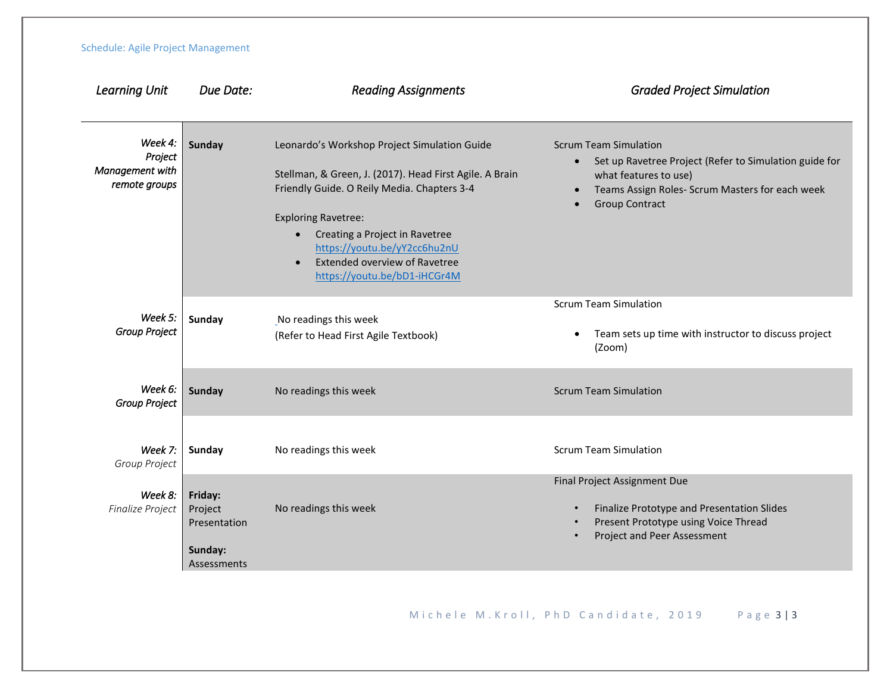Schedule: Agile Project Management

| *Learning Unit* | *Due Date:* | *Reading Assignments* | *Graded Project Simulation* |
|---|---|---|---|
| *Week 4: Project Management with remote groups* | **Sunday** | Leonardo's Workshop Project Simulation Guide<br><br>Stellman, & Green, J. (2017). Head First Agile. A Brain Friendly Guide. O Reily Media. Chapters 3-4<br><br>Exploring Ravetree:<br>• Creating a Project in Ravetree https://youtu.be/yY2cc6hu2nU<br>• Extended overview of Ravetree https://youtu.be/bD1-iHCGr4M | Scrum Team Simulation<br>• Set up Ravetree Project (Refer to Simulation guide for what features to use)<br>• Teams Assign Roles- Scrum Masters for each week<br>• Group Contract |
| *Week 5: Group Project* | **Sunday** | No readings this week<br>(Refer to Head First Agile Textbook) | Scrum Team Simulation<br>• Team sets up time with instructor to discuss project (Zoom) |
| *Week 6: Group Project* | **Sunday** | No readings this week | Scrum Team Simulation |
| *Week 7:* Group Project | **Sunday** | No readings this week | Scrum Team Simulation |
| *Week 8:* Finalize Project | **Friday:** Project Presentation<br><br>**Sunday:** Assessments | No readings this week | Final Project Assignment Due<br>• Finalize Prototype and Presentation Slides<br>• Present Prototype using Voice Thread<br>• Project and Peer Assessment |

Michele M.Kroll, PhD Candidate, 2019